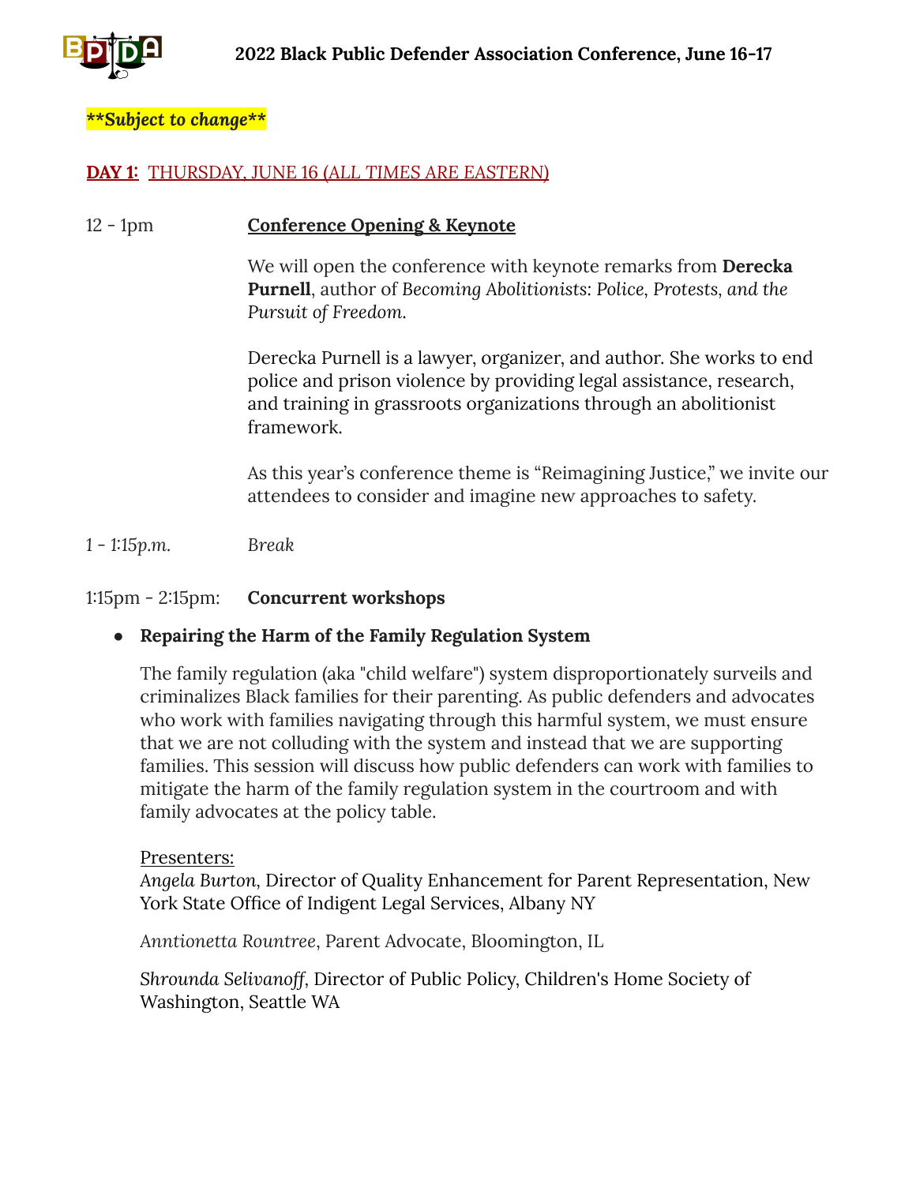# 2022 Black Public Defender Association Conference, June 16-17

***\*\*Subject to change\*\****

## **DAY 1:** THURSDAY, JUNE 16 (ALL TIMES ARE EASTERN)

12 - 1pm **Conference Opening & Keynote**

We will open the conference with keynote remarks from **Derecka Purnell**, author of *Becoming Abolitionists: Police, Protests, and the Pursuit of Freedom.*

Derecka Purnell is a lawyer, organizer, and author. She works to end police and prison violence by providing legal assistance, research, and training in grassroots organizations through an abolitionist framework.

As this year's conference theme is "Reimagining Justice," we invite our attendees to consider and imagine new approaches to safety.

*1 - 1:15p.m.* *Break*

1:15pm - 2:15pm: **Concurrent workshops**

- **Repairing the Harm of the Family Regulation System**

  The family regulation (aka "child welfare") system disproportionately surveils and criminalizes Black families for their parenting. As public defenders and advocates who work with families navigating through this harmful system, we must ensure that we are not colluding with the system and instead that we are supporting families. This session will discuss how public defenders can work with families to mitigate the harm of the family regulation system in the courtroom and with family advocates at the policy table.

  Presenters:
  *Angela Burton*, Director of Quality Enhancement for Parent Representation, New York State Office of Indigent Legal Services, Albany NY

  *Anntionetta Rountree*, Parent Advocate, Bloomington, IL

  *Shrounda Selivanoff*, Director of Public Policy, Children's Home Society of Washington, Seattle WA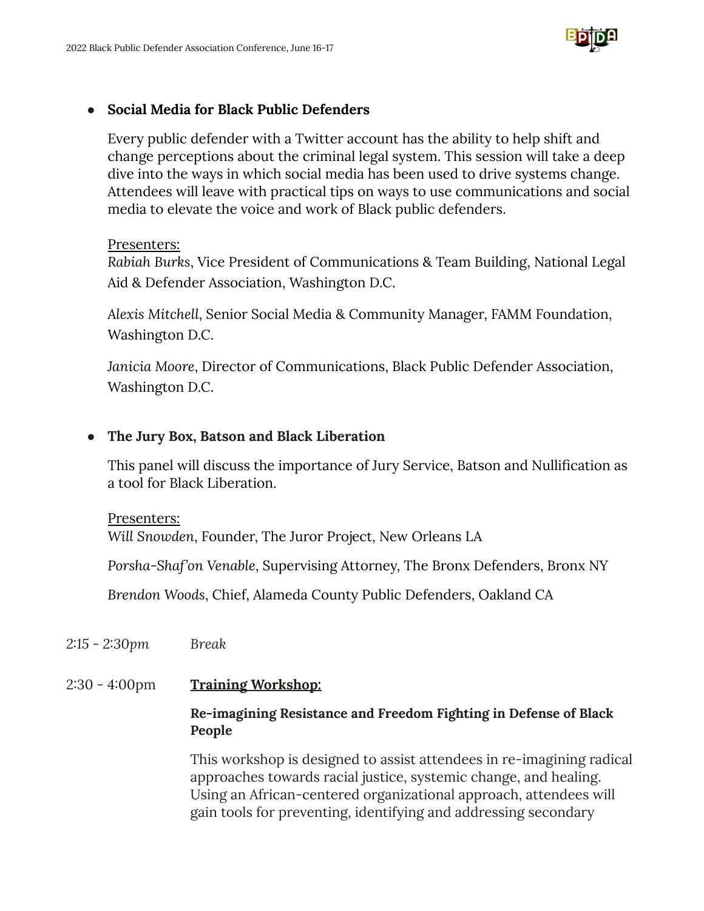- **Social Media for Black Public Defenders**

  Every public defender with a Twitter account has the ability to help shift and change perceptions about the criminal legal system. This session will take a deep dive into the ways in which social media has been used to drive systems change. Attendees will leave with practical tips on ways to use communications and social media to elevate the voice and work of Black public defenders.

  Presenters:

  *Rabiah Burks*, Vice President of Communications & Team Building, National Legal Aid & Defender Association, Washington D.C.

  *Alexis Mitchell*, Senior Social Media & Community Manager, FAMM Foundation, Washington D.C.

  *Janicia Moore*, Director of Communications, Black Public Defender Association, Washington D.C.

- **The Jury Box, Batson and Black Liberation**

  This panel will discuss the importance of Jury Service, Batson and Nullification as a tool for Black Liberation.

  Presenters:

  *Will Snowden*, Founder, The Juror Project, New Orleans LA

  *Porsha-Shaf'on Venable*, Supervising Attorney, The Bronx Defenders, Bronx NY

  *Brendon Woods*, Chief, Alameda County Public Defenders, Oakland CA

2:15 - 2:30*pm* *Break*

2:30 - 4:00pm **Training Workshop:**

**Re-imagining Resistance and Freedom Fighting in Defense of Black People**

This workshop is designed to assist attendees in re-imagining radical approaches towards racial justice, systemic change, and healing. Using an African-centered organizational approach, attendees will gain tools for preventing, identifying and addressing secondary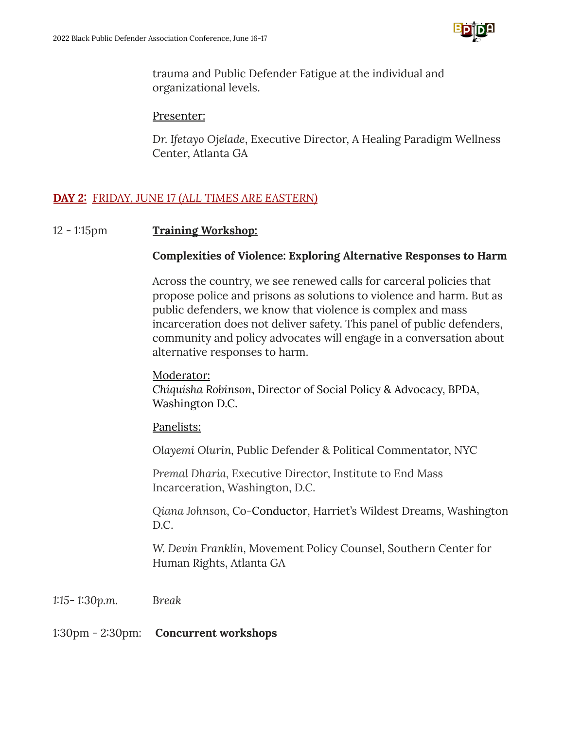trauma and Public Defender Fatigue at the individual and organizational levels.

Presenter:

*Dr. Ifetayo Ojelade*, Executive Director, A Healing Paradigm Wellness Center, Atlanta GA

## **DAY 2:** FRIDAY, JUNE 17 (ALL TIMES ARE EASTERN)

12 - 1:15pm **Training Workshop:**

**Complexities of Violence: Exploring Alternative Responses to Harm**

Across the country, we see renewed calls for carceral policies that propose police and prisons as solutions to violence and harm. But as public defenders, we know that violence is complex and mass incarceration does not deliver safety. This panel of public defenders, community and policy advocates will engage in a conversation about alternative responses to harm.

Moderator:
*Chiquisha Robinson*, Director of Social Policy & Advocacy, BPDA, Washington D.C.

Panelists:

*Olayemi Olurin*, Public Defender & Political Commentator, NYC

*Premal Dharia*, Executive Director, Institute to End Mass Incarceration, Washington, D.C.

*Qiana Johnson*, Co-Conductor, Harriet's Wildest Dreams, Washington D.C.

W. *Devin Franklin*, Movement Policy Counsel, Southern Center for Human Rights, Atlanta GA

*1:15- 1:30p.m.* *Break*

1:30pm - 2:30pm: **Concurrent workshops**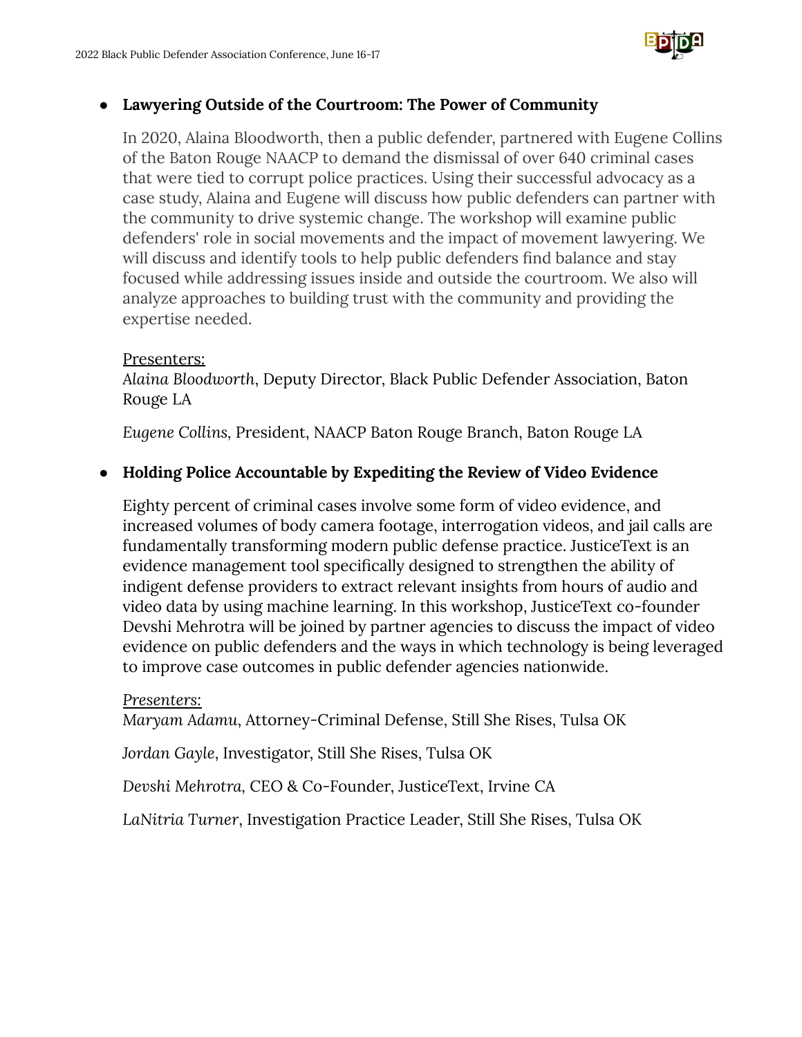- **Lawyering Outside of the Courtroom: The Power of Community**

  In 2020, Alaina Bloodworth, then a public defender, partnered with Eugene Collins of the Baton Rouge NAACP to demand the dismissal of over 640 criminal cases that were tied to corrupt police practices. Using their successful advocacy as a case study, Alaina and Eugene will discuss how public defenders can partner with the community to drive systemic change. The workshop will examine public defenders' role in social movements and the impact of movement lawyering. We will discuss and identify tools to help public defenders find balance and stay focused while addressing issues inside and outside the courtroom. We also will analyze approaches to building trust with the community and providing the expertise needed.

  Presenters:
  *Alaina Bloodworth*, Deputy Director, Black Public Defender Association, Baton Rouge LA

  *Eugene Collins*, President, NAACP Baton Rouge Branch, Baton Rouge LA

- **Holding Police Accountable by Expediting the Review of Video Evidence**

  Eighty percent of criminal cases involve some form of video evidence, and increased volumes of body camera footage, interrogation videos, and jail calls are fundamentally transforming modern public defense practice. JusticeText is an evidence management tool specifically designed to strengthen the ability of indigent defense providers to extract relevant insights from hours of audio and video data by using machine learning. In this workshop, JusticeText co-founder Devshi Mehrotra will be joined by partner agencies to discuss the impact of video evidence on public defenders and the ways in which technology is being leveraged to improve case outcomes in public defender agencies nationwide.

  *Presenters:*
  *Maryam Adamu*, Attorney-Criminal Defense, Still She Rises, Tulsa OK

  *Jordan Gayle*, Investigator, Still She Rises, Tulsa OK

  *Devshi Mehrotra*, CEO & Co-Founder, JusticeText, Irvine CA

  *LaNitria Turner*, Investigation Practice Leader, Still She Rises, Tulsa OK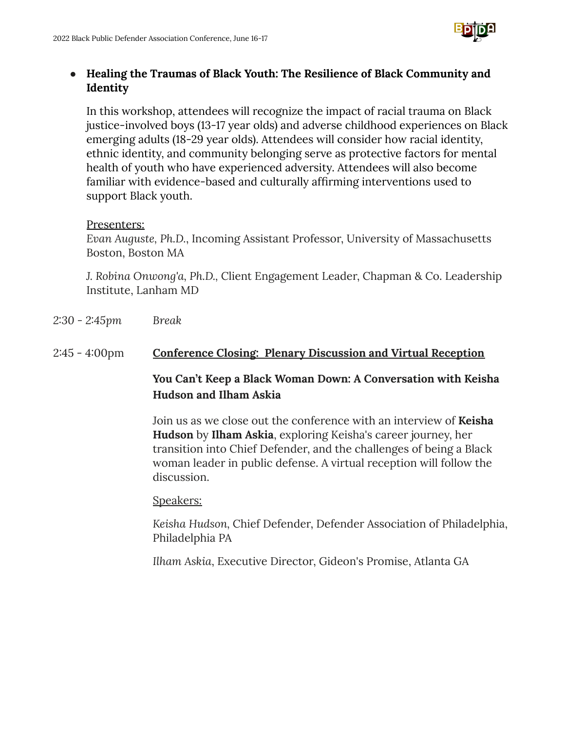- **Healing the Traumas of Black Youth: The Resilience of Black Community and Identity**

  In this workshop, attendees will recognize the impact of racial trauma on Black justice-involved boys (13-17 year olds) and adverse childhood experiences on Black emerging adults (18-29 year olds). Attendees will consider how racial identity, ethnic identity, and community belonging serve as protective factors for mental health of youth who have experienced adversity. Attendees will also become familiar with evidence-based and culturally affirming interventions used to support Black youth.

  Presenters:

  *Evan Auguste, Ph.D.*, Incoming Assistant Professor, University of Massachusetts Boston, Boston MA

  *J. Robina Onwong'a, Ph.D.*, Client Engagement Leader, Chapman & Co. Leadership Institute, Lanham MD

2:30 - 2:45pm *Break*

2:45 - 4:00pm **Conference Closing: Plenary Discussion and Virtual Reception**

**You Can't Keep a Black Woman Down: A Conversation with Keisha Hudson and Ilham Askia**

Join us as we close out the conference with an interview of **Keisha Hudson** by **Ilham Askia**, exploring Keisha's career journey, her transition into Chief Defender, and the challenges of being a Black woman leader in public defense. A virtual reception will follow the discussion.

Speakers:

*Keisha Hudson*, Chief Defender, Defender Association of Philadelphia, Philadelphia PA

*Ilham Askia*, Executive Director, Gideon's Promise, Atlanta GA